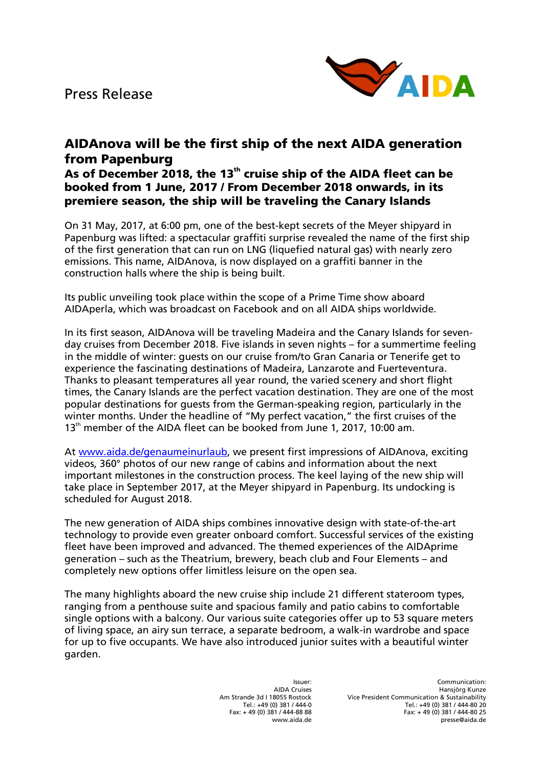Press Release

# AIDAnova will be the first ship of the next AIDA generation from Papenburg

## As of December 2018, the 13th cruise ship of the AIDA fleet can be booked from 1 June, 2017 / From December 2018 onwards, in its premiere season, the ship will be traveling the Canary Islands

On 31 May, 2017, at 6:00 pm, one of the best-kept secrets of the Meyer shipyard in Papenburg was lifted: a spectacular graffiti surprise revealed the name of the first ship of the first generation that can run on LNG (liquefied natural gas) with nearly zero emissions. This name, AIDAnova, is now displayed on a graffiti banner in the construction halls where the ship is being built.

Its public unveiling took place within the scope of a Prime Time show aboard AIDAperla, which was broadcast on Facebook and on all AIDA ships worldwide.

In its first season, AIDAnova will be traveling Madeira and the Canary Islands for seven-day cruises from December 2018. Five islands in seven nights – for a summertime feeling in the middle of winter: guests on our cruise from/to Gran Canaria or Tenerife get to experience the fascinating destinations of Madeira, Lanzarote and Fuerteventura. Thanks to pleasant temperatures all year round, the varied scenery and short flight times, the Canary Islands are the perfect vacation destination. They are one of the most popular destinations for guests from the German-speaking region, particularly in the winter months. Under the headline of "My perfect vacation," the first cruises of the 13th member of the AIDA fleet can be booked from June 1, 2017, 10:00 am.

At www.aida.de/genaumeinurlaub, we present first impressions of AIDAnova, exciting videos, 360° photos of our new range of cabins and information about the next important milestones in the construction process. The keel laying of the new ship will take place in September 2017, at the Meyer shipyard in Papenburg. Its undocking is scheduled for August 2018.

The new generation of AIDA ships combines innovative design with state-of-the-art technology to provide even greater onboard comfort. Successful services of the existing fleet have been improved and advanced. The themed experiences of the AIDAprime generation – such as the Theatrium, brewery, beach club and Four Elements – and completely new options offer limitless leisure on the open sea.

The many highlights aboard the new cruise ship include 21 different stateroom types, ranging from a penthouse suite and spacious family and patio cabins to comfortable single options with a balcony. Our various suite categories offer up to 53 square meters of living space, an airy sun terrace, a separate bedroom, a walk-in wardrobe and space for up to five occupants. We have also introduced junior suites with a beautiful winter garden.

Issuer:
AIDA Cruises
Am Strande 3d I 18055 Rostock
Tel.: +49 (0) 381 / 444-0
Fax: + 49 (0) 381 / 444-88 88
www.aida.de

Communication:
Hansjörg Kunze
Vice President Communication & Sustainability
Tel.: +49 (0) 381 / 444-80 20
Fax: + 49 (0) 381 / 444-80 25
presse@aida.de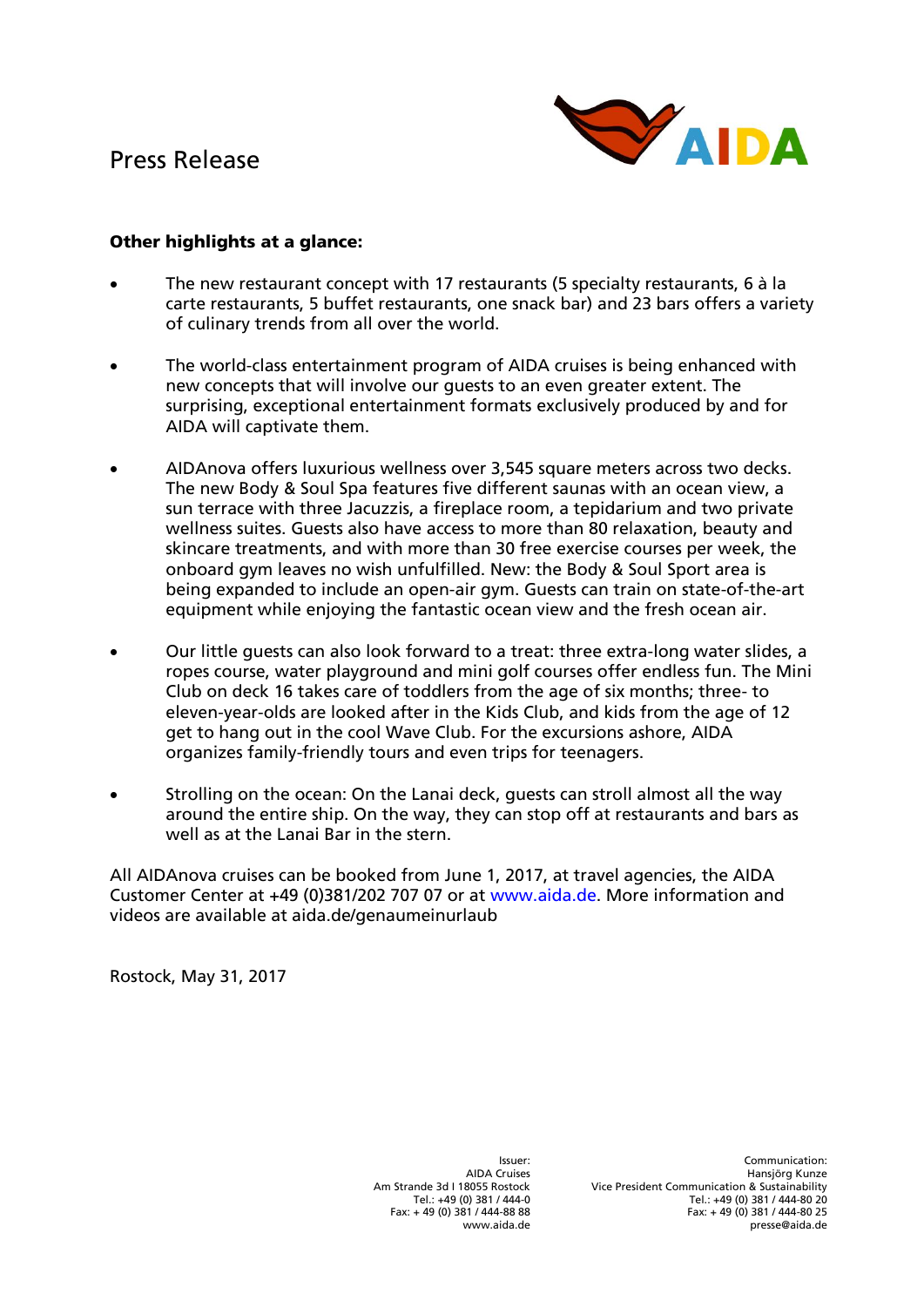Press Release

**Other highlights at a glance:**

- The new restaurant concept with 17 restaurants (5 specialty restaurants, 6 à la carte restaurants, 5 buffet restaurants, one snack bar) and 23 bars offers a variety of culinary trends from all over the world.

- The world-class entertainment program of AIDA cruises is being enhanced with new concepts that will involve our guests to an even greater extent. The surprising, exceptional entertainment formats exclusively produced by and for AIDA will captivate them.

- AIDAnova offers luxurious wellness over 3,545 square meters across two decks. The new Body & Soul Spa features five different saunas with an ocean view, a sun terrace with three Jacuzzis, a fireplace room, a tepidarium and two private wellness suites. Guests also have access to more than 80 relaxation, beauty and skincare treatments, and with more than 30 free exercise courses per week, the onboard gym leaves no wish unfulfilled. New: the Body & Soul Sport area is being expanded to include an open-air gym. Guests can train on state-of-the-art equipment while enjoying the fantastic ocean view and the fresh ocean air.

- Our little guests can also look forward to a treat: three extra-long water slides, a ropes course, water playground and mini golf courses offer endless fun. The Mini Club on deck 16 takes care of toddlers from the age of six months; three- to eleven-year-olds are looked after in the Kids Club, and kids from the age of 12 get to hang out in the cool Wave Club. For the excursions ashore, AIDA organizes family-friendly tours and even trips for teenagers.

- Strolling on the ocean: On the Lanai deck, guests can stroll almost all the way around the entire ship. On the way, they can stop off at restaurants and bars as well as at the Lanai Bar in the stern.

All AIDAnova cruises can be booked from June 1, 2017, at travel agencies, the AIDA Customer Center at +49 (0)381/202 707 07 or at www.aida.de. More information and videos are available at aida.de/genaumeinurlaub

Rostock, May 31, 2017

Issuer:
AIDA Cruises
Am Strande 3d I 18055 Rostock
Tel.: +49 (0) 381 / 444-0
Fax: + 49 (0) 381 / 444-88 88
www.aida.de

Communication:
Hansjörg Kunze
Vice President Communication & Sustainability
Tel.: +49 (0) 381 / 444-80 20
Fax: + 49 (0) 381 / 444-80 25
presse@aida.de